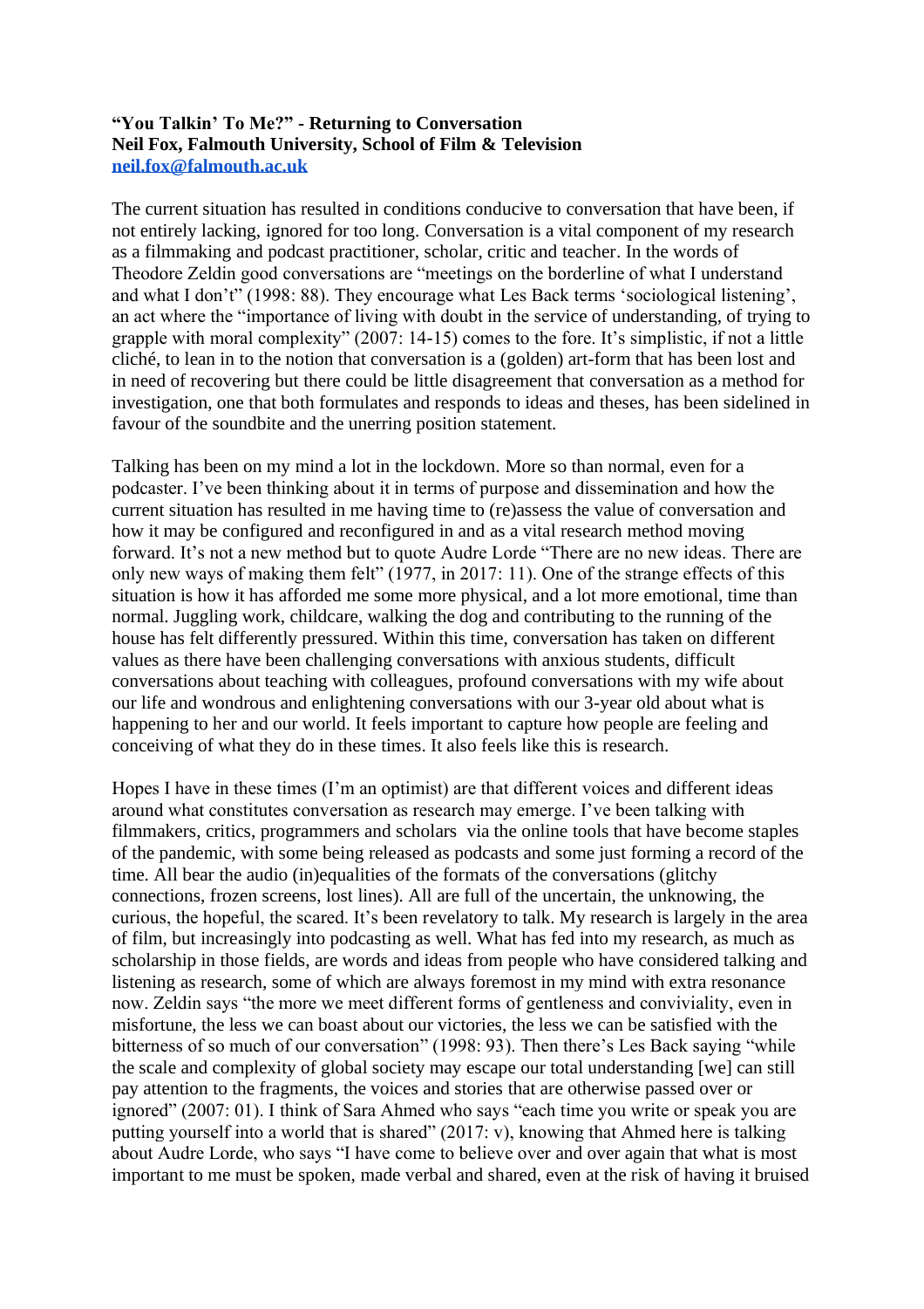**"You Talkin' To Me?" - Returning to Conversation**
**Neil Fox, Falmouth University, School of Film & Television**
**neil.fox@falmouth.ac.uk**

The current situation has resulted in conditions conducive to conversation that have been, if not entirely lacking, ignored for too long. Conversation is a vital component of my research as a filmmaking and podcast practitioner, scholar, critic and teacher. In the words of Theodore Zeldin good conversations are "meetings on the borderline of what I understand and what I don't" (1998: 88). They encourage what Les Back terms 'sociological listening', an act where the "importance of living with doubt in the service of understanding, of trying to grapple with moral complexity" (2007: 14-15) comes to the fore. It's simplistic, if not a little cliché, to lean in to the notion that conversation is a (golden) art-form that has been lost and in need of recovering but there could be little disagreement that conversation as a method for investigation, one that both formulates and responds to ideas and theses, has been sidelined in favour of the soundbite and the unerring position statement.

Talking has been on my mind a lot in the lockdown. More so than normal, even for a podcaster. I've been thinking about it in terms of purpose and dissemination and how the current situation has resulted in me having time to (re)assess the value of conversation and how it may be configured and reconfigured in and as a vital research method moving forward. It's not a new method but to quote Audre Lorde "There are no new ideas. There are only new ways of making them felt" (1977, in 2017: 11). One of the strange effects of this situation is how it has afforded me some more physical, and a lot more emotional, time than normal. Juggling work, childcare, walking the dog and contributing to the running of the house has felt differently pressured. Within this time, conversation has taken on different values as there have been challenging conversations with anxious students, difficult conversations about teaching with colleagues, profound conversations with my wife about our life and wondrous and enlightening conversations with our 3-year old about what is happening to her and our world. It feels important to capture how people are feeling and conceiving of what they do in these times. It also feels like this is research.

Hopes I have in these times (I'm an optimist) are that different voices and different ideas around what constitutes conversation as research may emerge. I've been talking with filmmakers, critics, programmers and scholars via the online tools that have become staples of the pandemic, with some being released as podcasts and some just forming a record of the time. All bear the audio (in)equalities of the formats of the conversations (glitchy connections, frozen screens, lost lines). All are full of the uncertain, the unknowing, the curious, the hopeful, the scared. It's been revelatory to talk. My research is largely in the area of film, but increasingly into podcasting as well. What has fed into my research, as much as scholarship in those fields, are words and ideas from people who have considered talking and listening as research, some of which are always foremost in my mind with extra resonance now. Zeldin says "the more we meet different forms of gentleness and conviviality, even in misfortune, the less we can boast about our victories, the less we can be satisfied with the bitterness of so much of our conversation" (1998: 93). Then there's Les Back saying "while the scale and complexity of global society may escape our total understanding [we] can still pay attention to the fragments, the voices and stories that are otherwise passed over or ignored" (2007: 01). I think of Sara Ahmed who says "each time you write or speak you are putting yourself into a world that is shared" (2017: v), knowing that Ahmed here is talking about Audre Lorde, who says "I have come to believe over and over again that what is most important to me must be spoken, made verbal and shared, even at the risk of having it bruised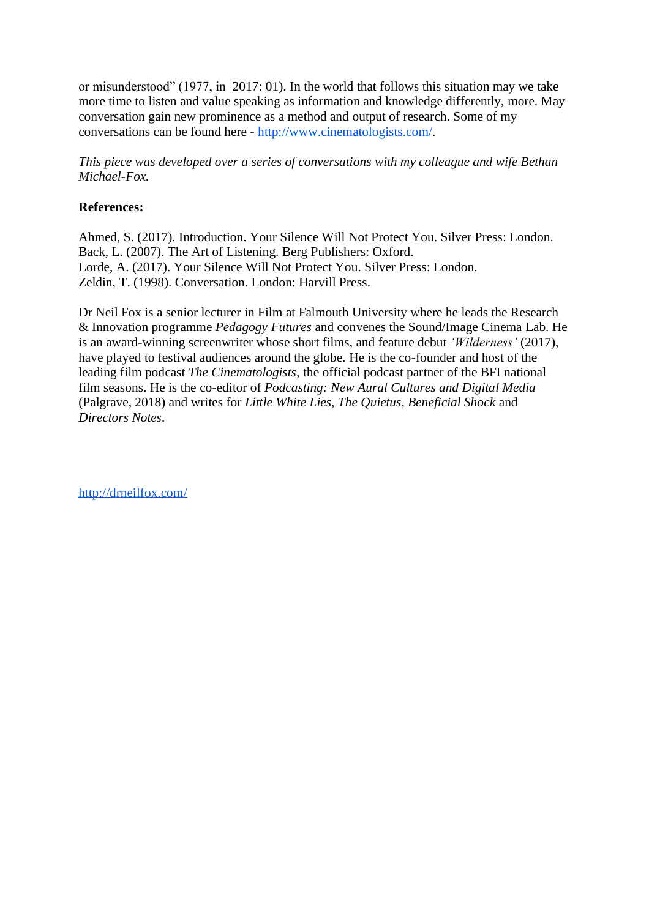or misunderstood" (1977, in 2017: 01). In the world that follows this situation may we take more time to listen and value speaking as information and knowledge differently, more. May conversation gain new prominence as a method and output of research. Some of my conversations can be found here - http://www.cinematologists.com/.

*This piece was developed over a series of conversations with my colleague and wife Bethan Michael-Fox.*

**References:**

Ahmed, S. (2017). Introduction. Your Silence Will Not Protect You. Silver Press: London.
Back, L. (2007). The Art of Listening. Berg Publishers: Oxford.
Lorde, A. (2017). Your Silence Will Not Protect You. Silver Press: London.
Zeldin, T. (1998). Conversation. London: Harvill Press.

Dr Neil Fox is a senior lecturer in Film at Falmouth University where he leads the Research & Innovation programme *Pedagogy Futures* and convenes the Sound/Image Cinema Lab. He is an award-winning screenwriter whose short films, and feature debut *'Wilderness'* (2017), have played to festival audiences around the globe. He is the co-founder and host of the leading film podcast *The Cinematologists*, the official podcast partner of the BFI national film seasons. He is the co-editor of *Podcasting: New Aural Cultures and Digital Media* (Palgrave, 2018) and writes for *Little White Lies*, *The Quietus*, *Beneficial Shock* and *Directors Notes*.

http://drneilfox.com/